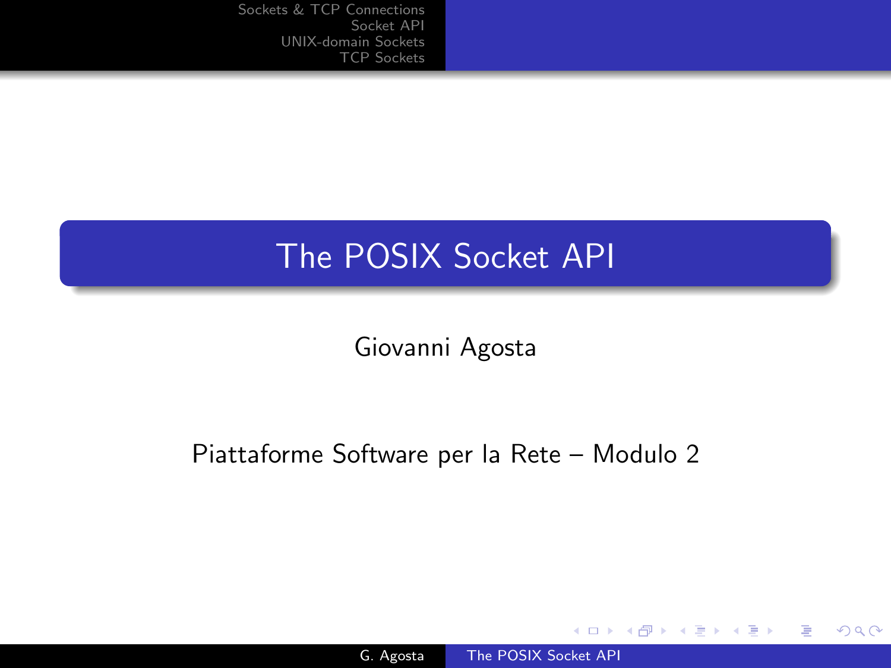# The POSIX Socket API

Giovanni Agosta

Piattaforme Software per la Rete – Modulo 2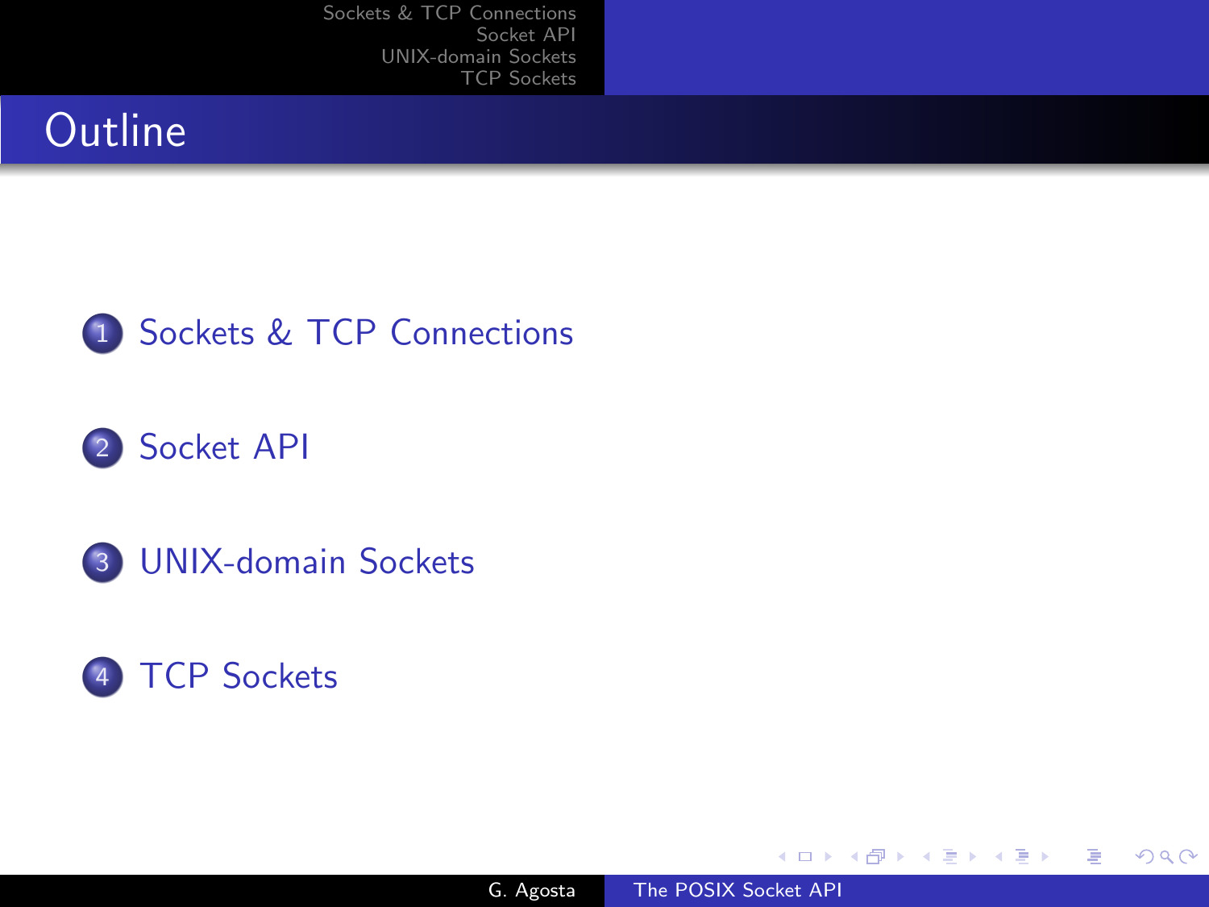# Outline

1. Sockets & TCP Connections
2. Socket API
3. UNIX-domain Sockets
4. TCP Sockets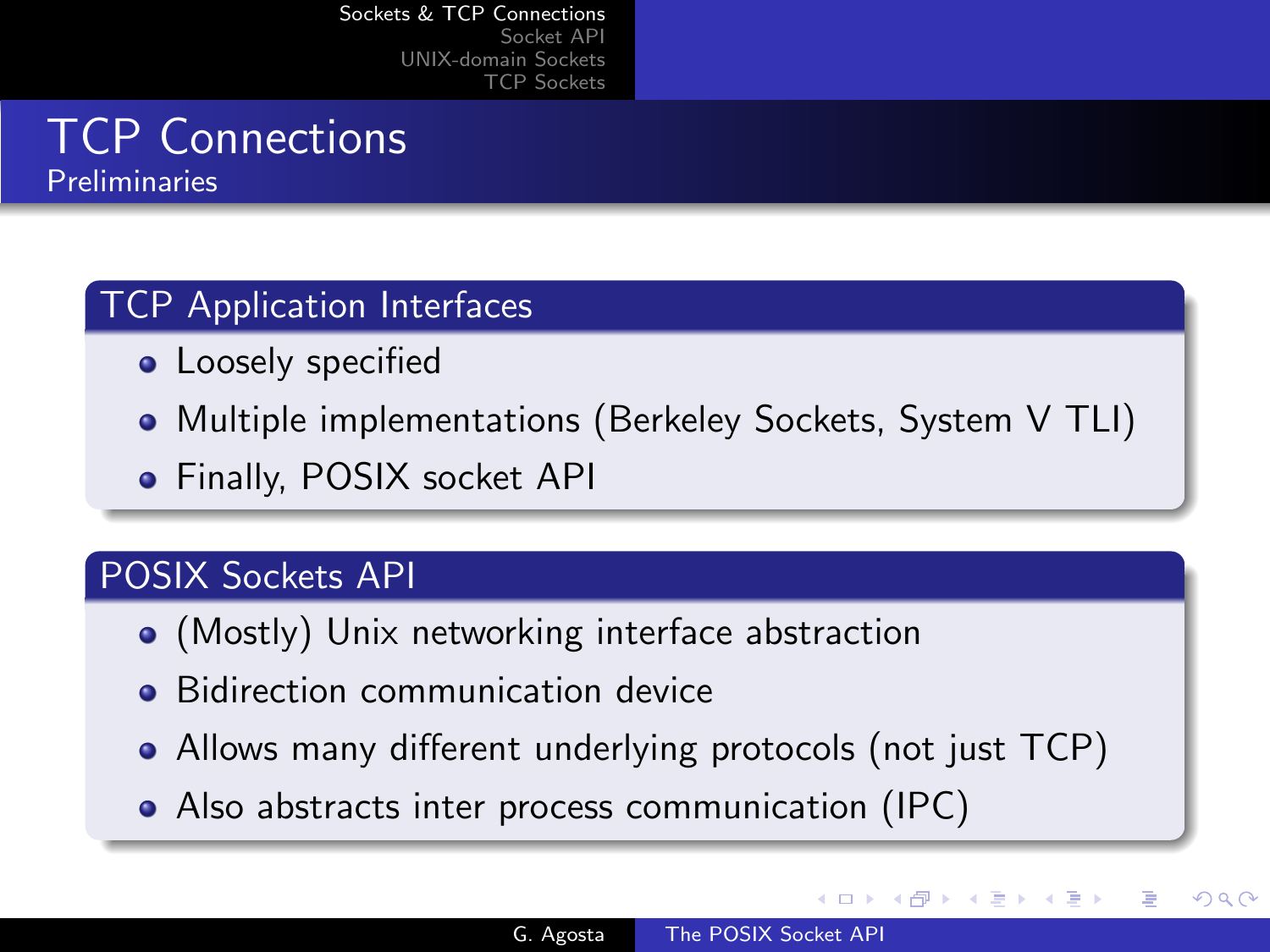# TCP Connections

## Preliminaries

### TCP Application Interfaces

- Loosely specified
- Multiple implementations (Berkeley Sockets, System V TLI)
- Finally, POSIX socket API

### POSIX Sockets API

- (Mostly) Unix networking interface abstraction
- Bidirection communication device
- Allows many different underlying protocols (not just TCP)
- Also abstracts inter process communication (IPC)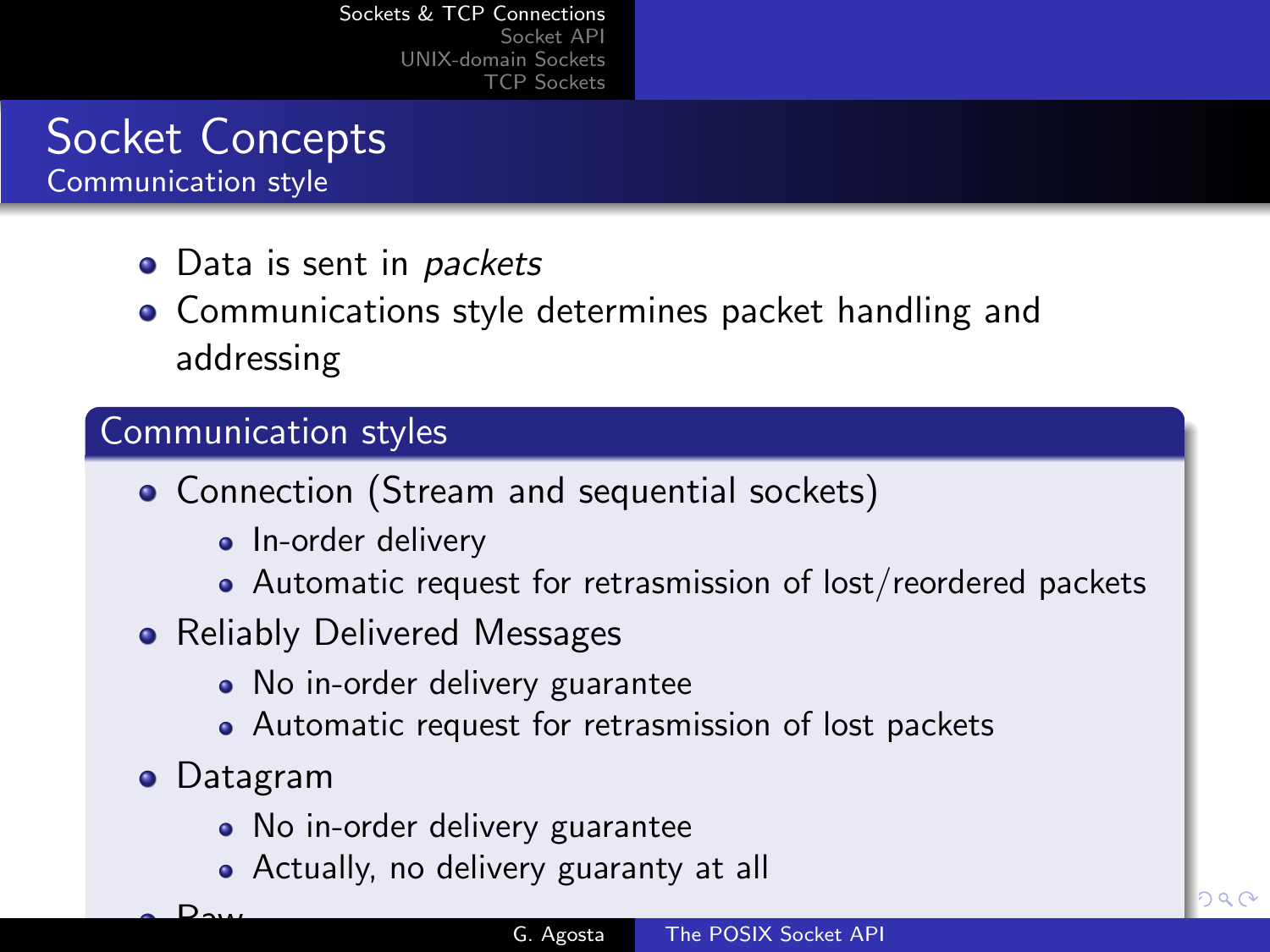# Socket Concepts

## Communication style

- Data is sent in *packets*
- Communications style determines packet handling and addressing

### Communication styles

- Connection (Stream and sequential sockets)
  - In-order delivery
  - Automatic request for retrasmission of lost/reordered packets
- Reliably Delivered Messages
  - No in-order delivery guarantee
  - Automatic request for retrasmission of lost packets
- Datagram
  - No in-order delivery guarantee
  - Actually, no delivery guaranty at all
- Raw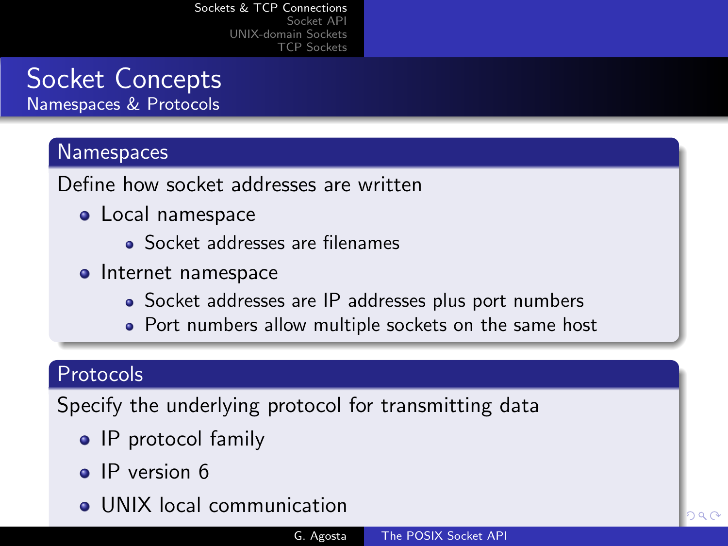# Socket Concepts

## Namespaces & Protocols

### Namespaces

Define how socket addresses are written

- Local namespace
  - Socket addresses are filenames
- Internet namespace
  - Socket addresses are IP addresses plus port numbers
  - Port numbers allow multiple sockets on the same host

### Protocols

Specify the underlying protocol for transmitting data

- IP protocol family
- IP version 6
- UNIX local communication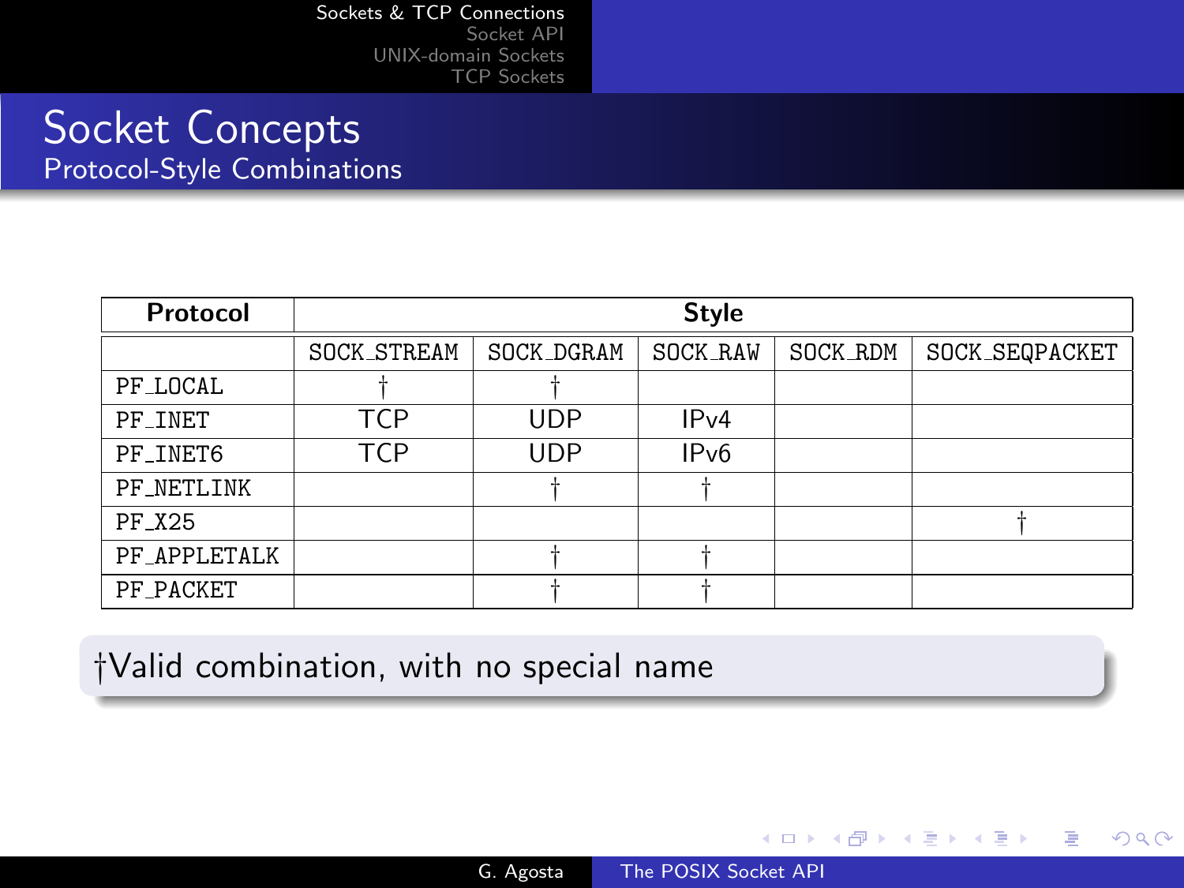# Socket Concepts

## Protocol-Style Combinations

| Protocol | Style | | | | |
|---|---|---|---|---|---|
| | SOCK_STREAM | SOCK_DGRAM | SOCK_RAW | SOCK_RDM | SOCK_SEQPACKET |
| PF_LOCAL | † | † | | | |
| PF_INET | TCP | UDP | IPv4 | | |
| PF_INET6 | TCP | UDP | IPv6 | | |
| PF_NETLINK | | † | † | | |
| PF_X25 | | | | | † |
| PF_APPLETALK | | † | † | | |
| PF_PACKET | | † | † | | |

†Valid combination, with no special name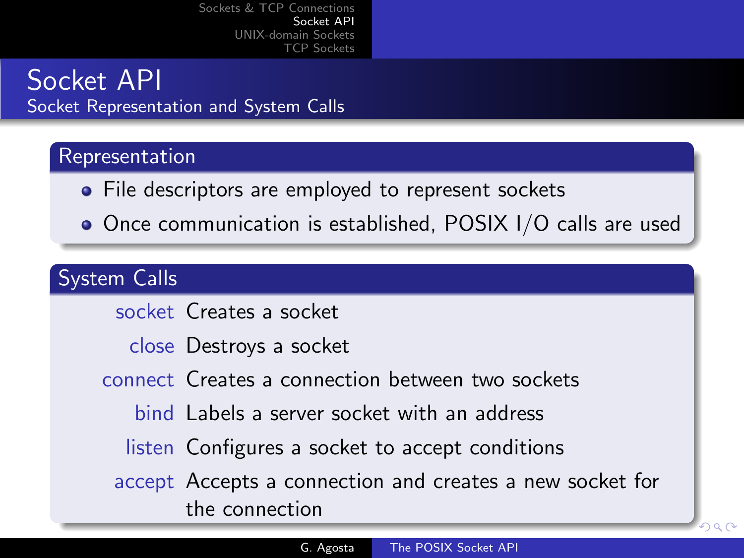# Socket API

## Socket Representation and System Calls

### Representation

- File descriptors are employed to represent sockets
- Once communication is established, POSIX I/O calls are used

### System Calls

**socket** Creates a socket

**close** Destroys a socket

**connect** Creates a connection between two sockets

**bind** Labels a server socket with an address

**listen** Configures a socket to accept conditions

**accept** Accepts a connection and creates a new socket for the connection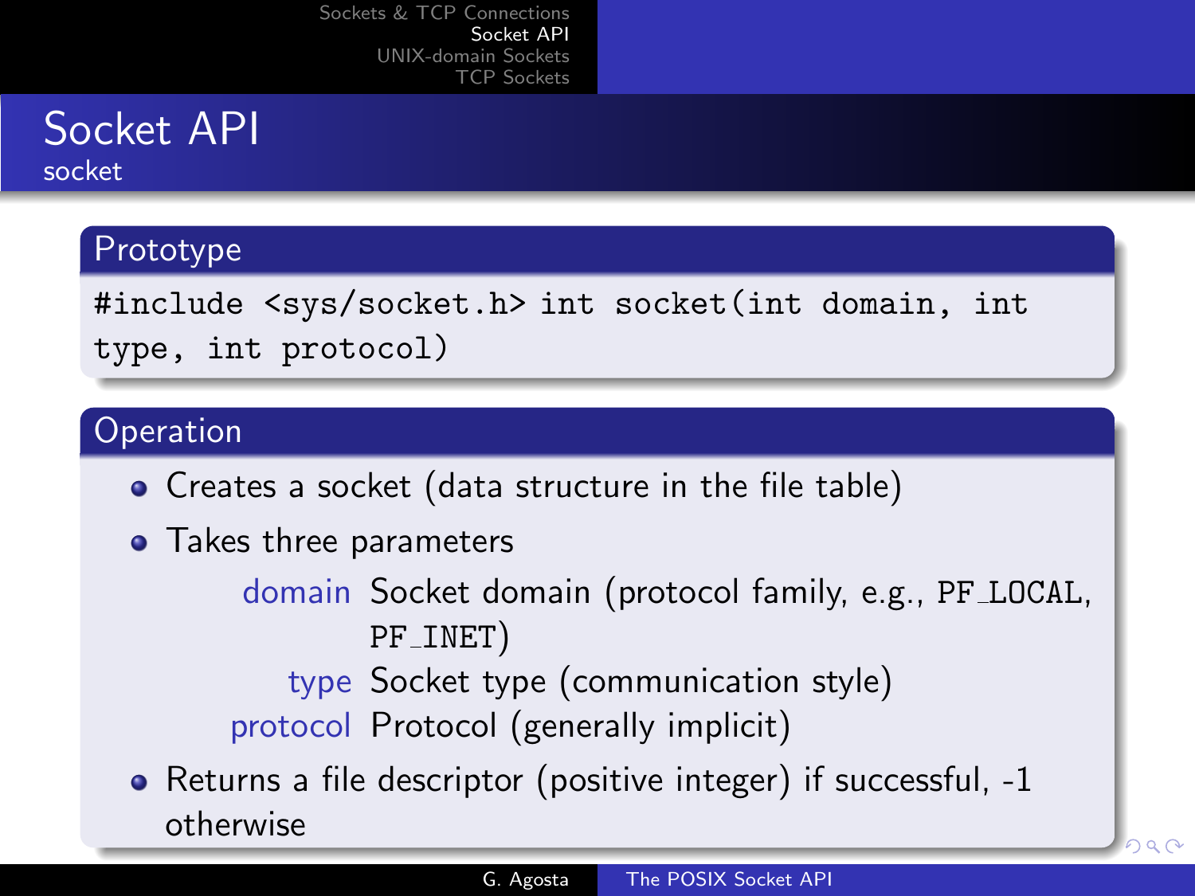# Socket API

## socket

### Prototype

```
#include <sys/socket.h> int socket(int domain, int type, int protocol)
```

### Operation

- Creates a socket (data structure in the file table)
- Takes three parameters
  - **domain** Socket domain (protocol family, e.g., `PF_LOCAL`, `PF_INET`)
  - **type** Socket type (communication style)
  - **protocol** Protocol (generally implicit)
- Returns a file descriptor (positive integer) if successful, -1 otherwise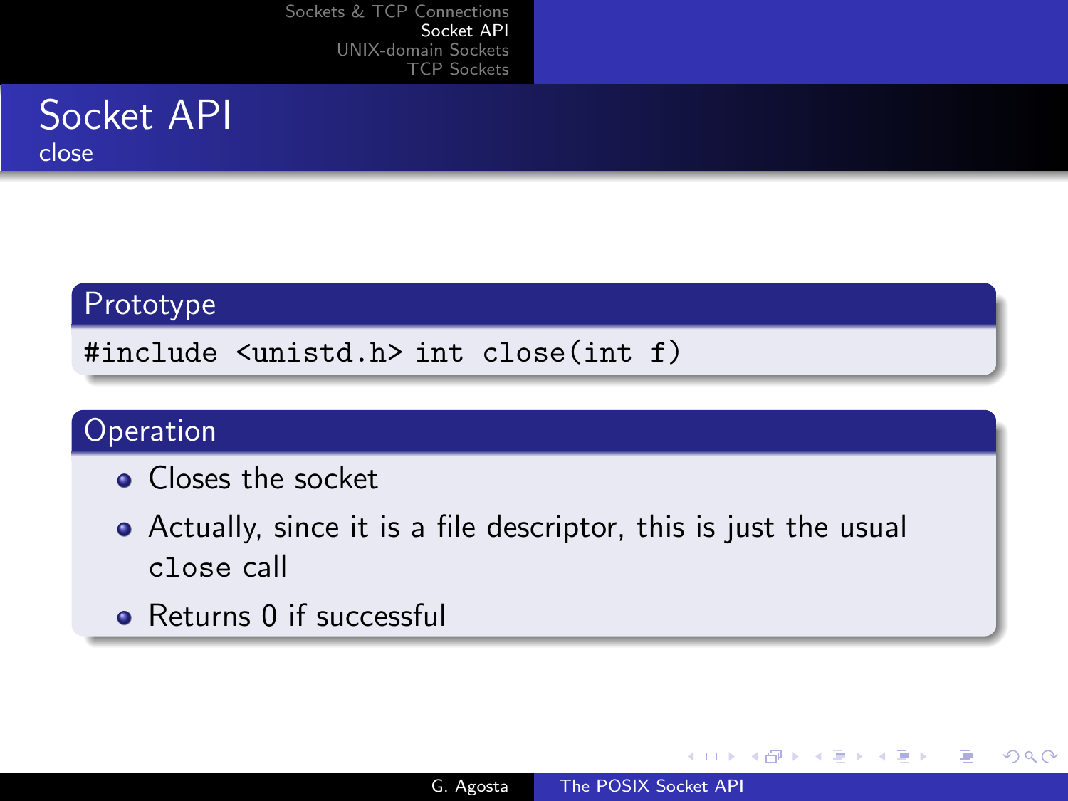# Socket API

## close

### Prototype

```
#include <unistd.h> int close(int f)
```

### Operation

- Closes the socket
- Actually, since it is a file descriptor, this is just the usual `close` call
- Returns 0 if successful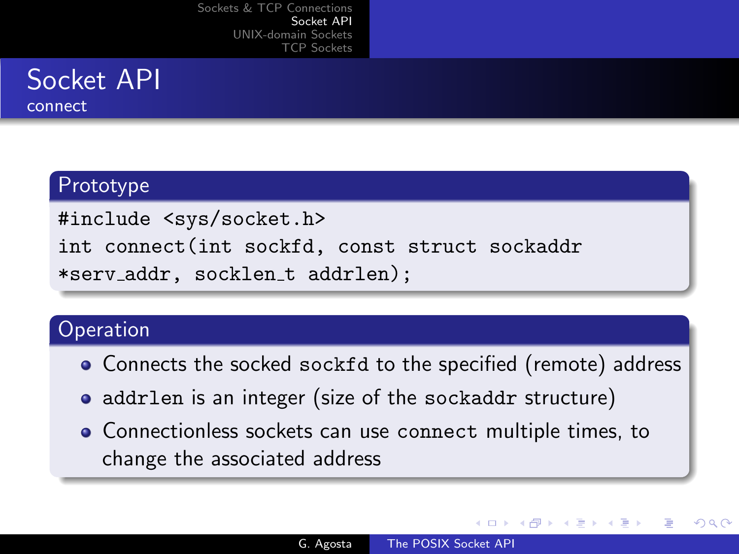# Socket API

## connect

### Prototype

```
#include <sys/socket.h>
int connect(int sockfd, const struct sockaddr
*serv_addr, socklen_t addrlen);
```

### Operation

- Connects the socked `sockfd` to the specified (remote) address
- `addrlen` is an integer (size of the `sockaddr` structure)
- Connectionless sockets can use `connect` multiple times, to change the associated address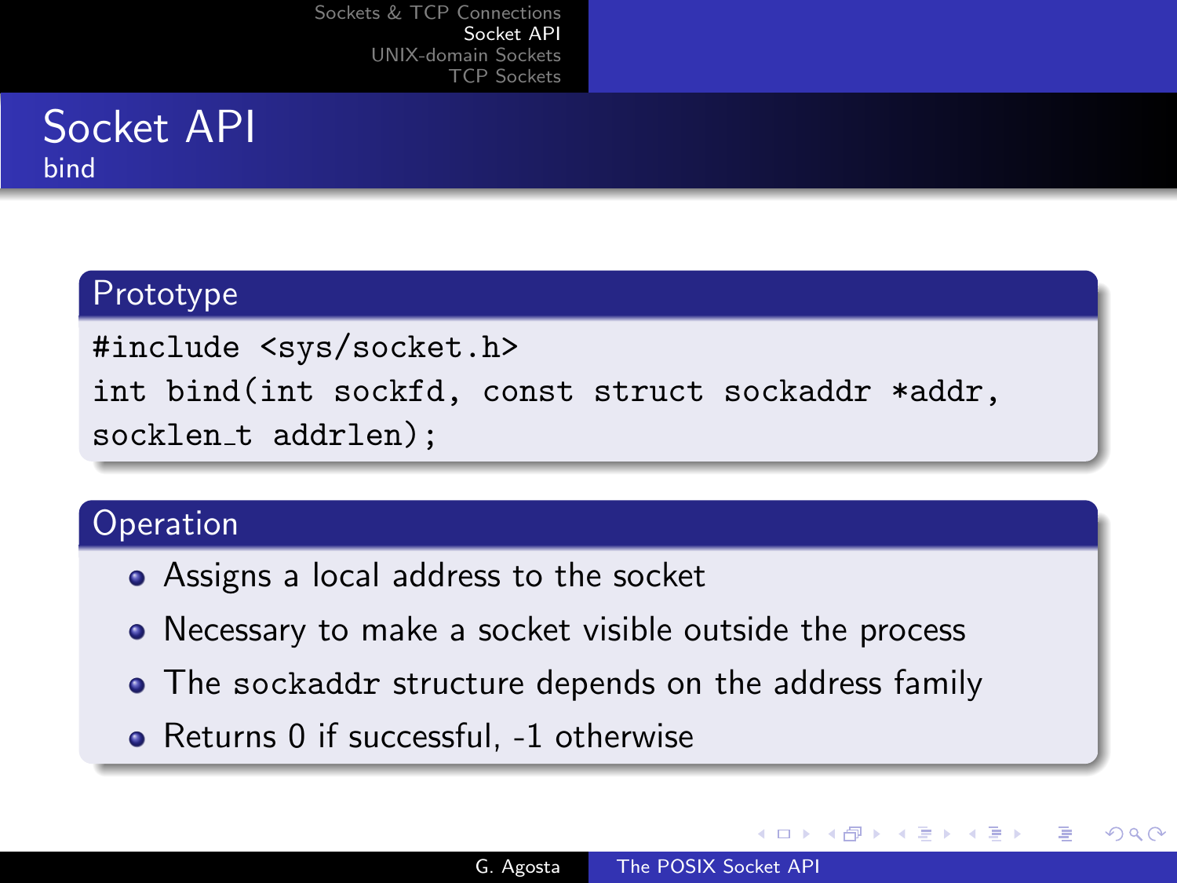# Socket API

## bind

### Prototype

```
#include <sys/socket.h>
int bind(int sockfd, const struct sockaddr *addr,
socklen_t addrlen);
```

### Operation

- Assigns a local address to the socket
- Necessary to make a socket visible outside the process
- The `sockaddr` structure depends on the address family
- Returns 0 if successful, -1 otherwise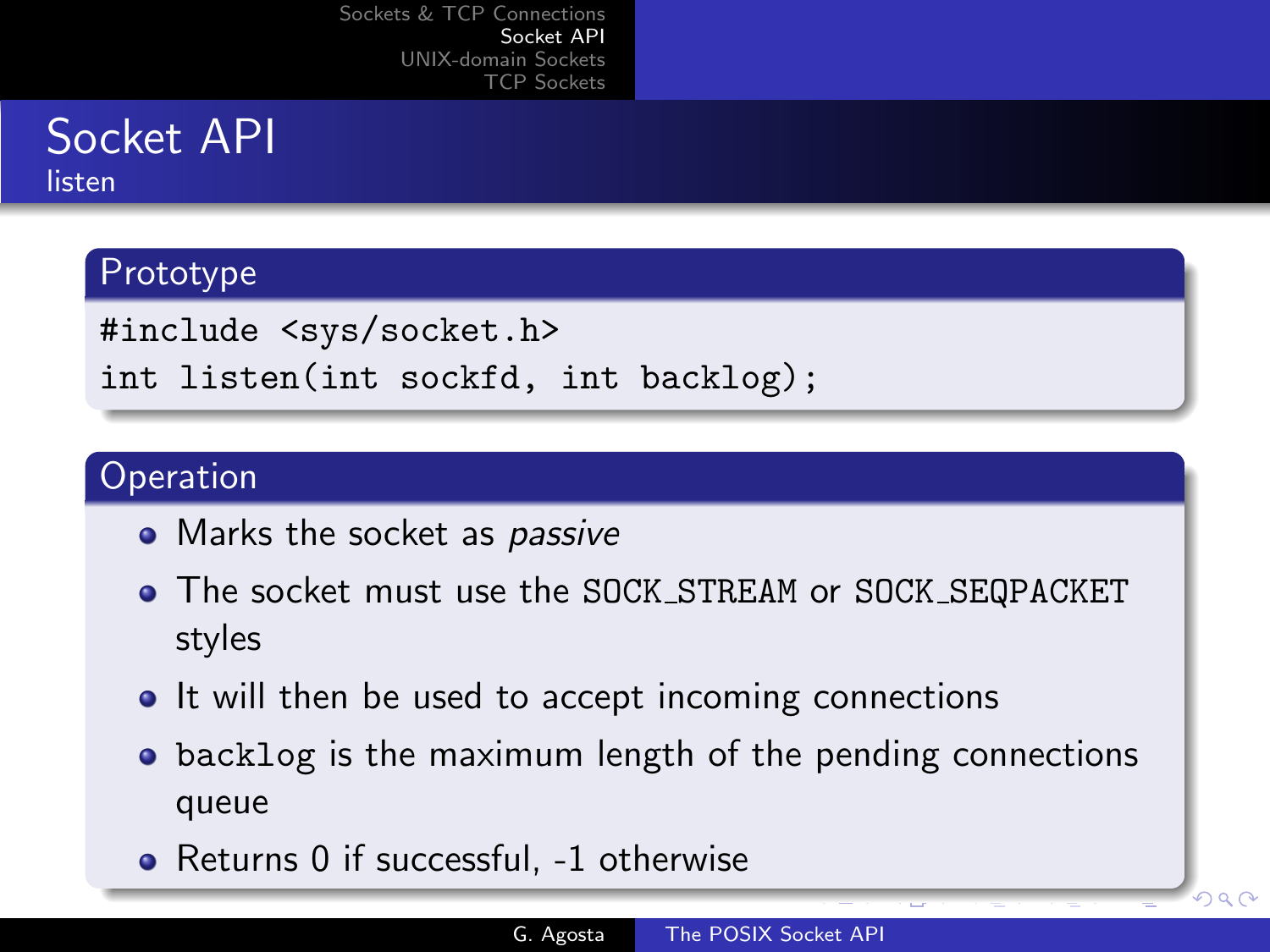# Socket API

## listen

### Prototype

```
#include <sys/socket.h>
int listen(int sockfd, int backlog);
```

### Operation

- Marks the socket as *passive*
- The socket must use the SOCK_STREAM or SOCK_SEQPACKET styles
- It will then be used to accept incoming connections
- backlog is the maximum length of the pending connections queue
- Returns 0 if successful, -1 otherwise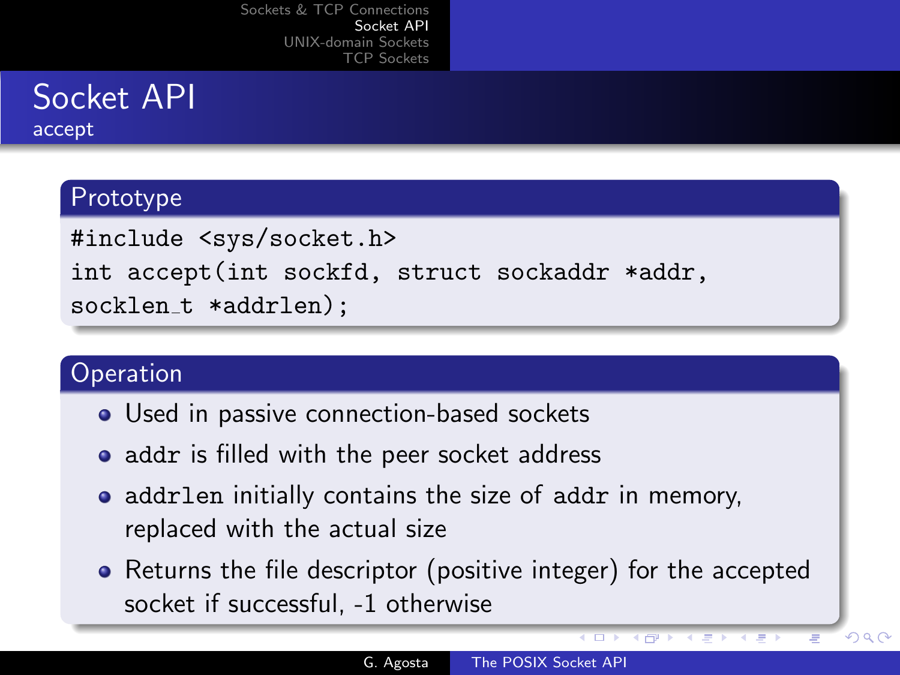# Socket API

## accept

### Prototype

```
#include <sys/socket.h>
int accept(int sockfd, struct sockaddr *addr,
socklen_t *addrlen);
```

### Operation

- Used in passive connection-based sockets
- `addr` is filled with the peer socket address
- `addrlen` initially contains the size of `addr` in memory, replaced with the actual size
- Returns the file descriptor (positive integer) for the accepted socket if successful, -1 otherwise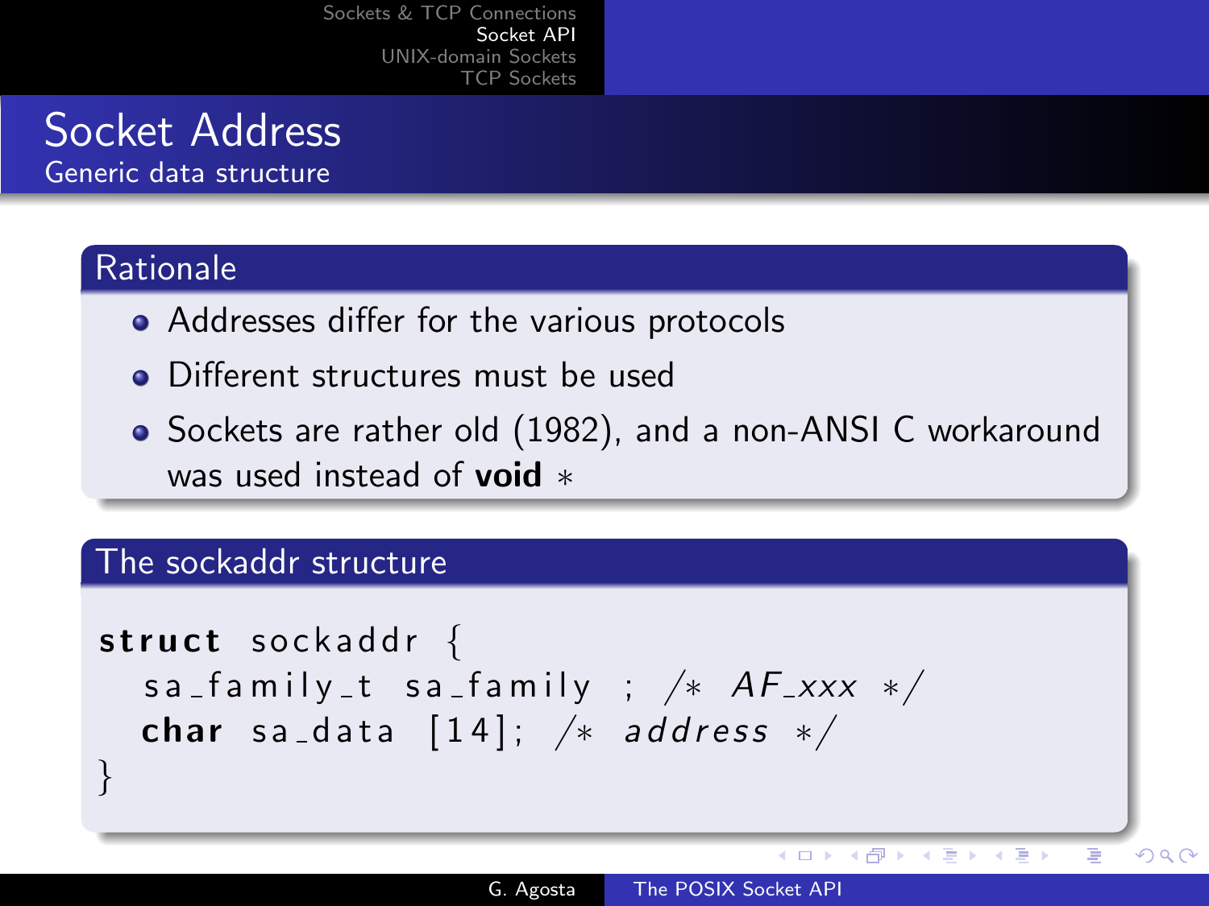# Socket Address

Generic data structure

## Rationale

- Addresses differ for the various protocols
- Different structures must be used
- Sockets are rather old (1982), and a non-ANSI C workaround was used instead of **void** ∗

## The sockaddr structure

```
struct sockaddr {
  sa_family_t sa_family ; /* AF_xxx */
  char sa_data [14]; /* address */
}
```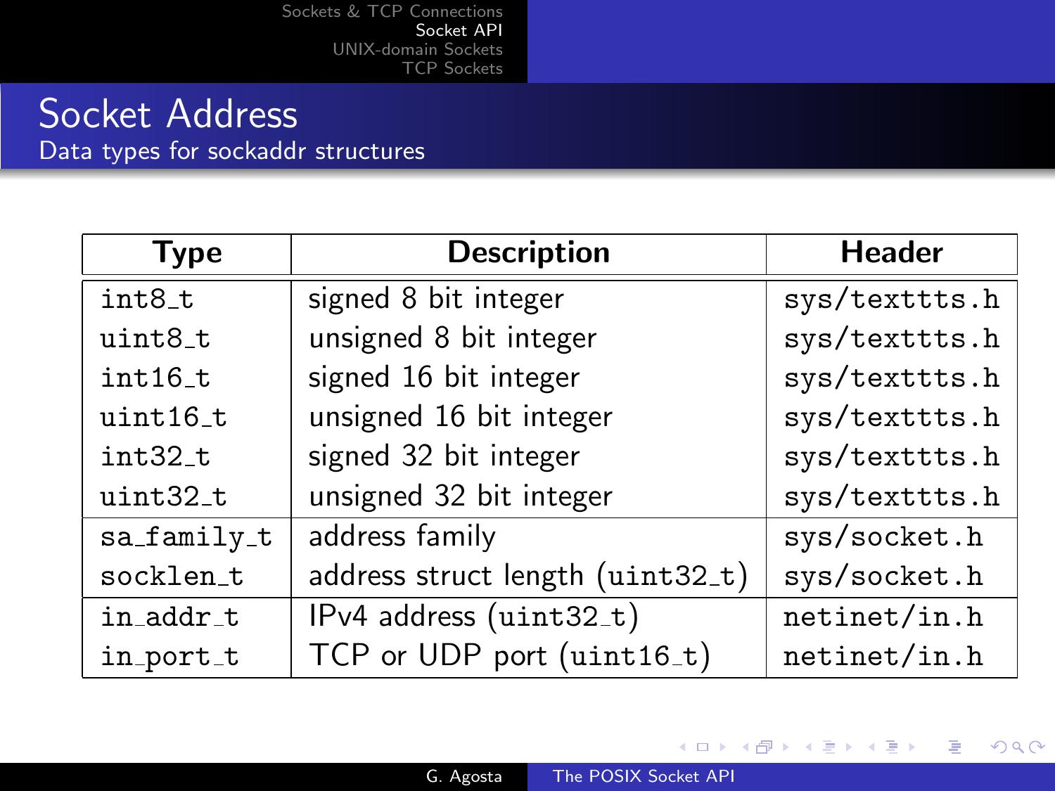# Socket Address

## Data types for sockaddr structures

| Type | Description | Header |
|---|---|---|
| `int8_t` | signed 8 bit integer | `sys/texttts.h` |
| `uint8_t` | unsigned 8 bit integer | `sys/texttts.h` |
| `int16_t` | signed 16 bit integer | `sys/texttts.h` |
| `uint16_t` | unsigned 16 bit integer | `sys/texttts.h` |
| `int32_t` | signed 32 bit integer | `sys/texttts.h` |
| `uint32_t` | unsigned 32 bit integer | `sys/texttts.h` |
| `sa_family_t` | address family | `sys/socket.h` |
| `socklen_t` | address struct length (`uint32_t`) | `sys/socket.h` |
| `in_addr_t` | IPv4 address (`uint32_t`) | `netinet/in.h` |
| `in_port_t` | TCP or UDP port (`uint16_t`) | `netinet/in.h` |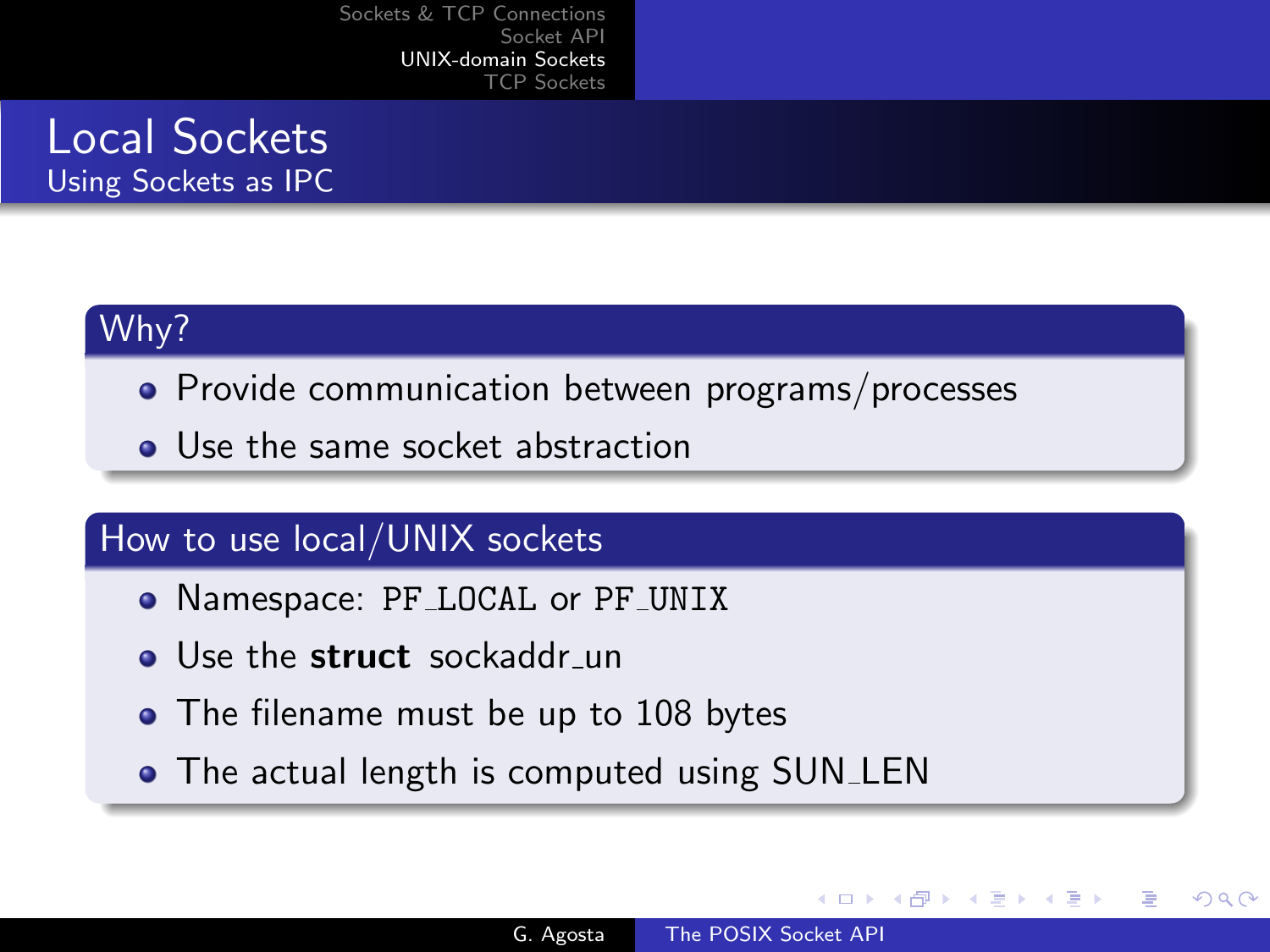# Local Sockets

## Using Sockets as IPC

### Why?

- Provide communication between programs/processes
- Use the same socket abstraction

### How to use local/UNIX sockets

- Namespace: `PF_LOCAL` or `PF_UNIX`
- Use the **struct** sockaddr_un
- The filename must be up to 108 bytes
- The actual length is computed using SUN_LEN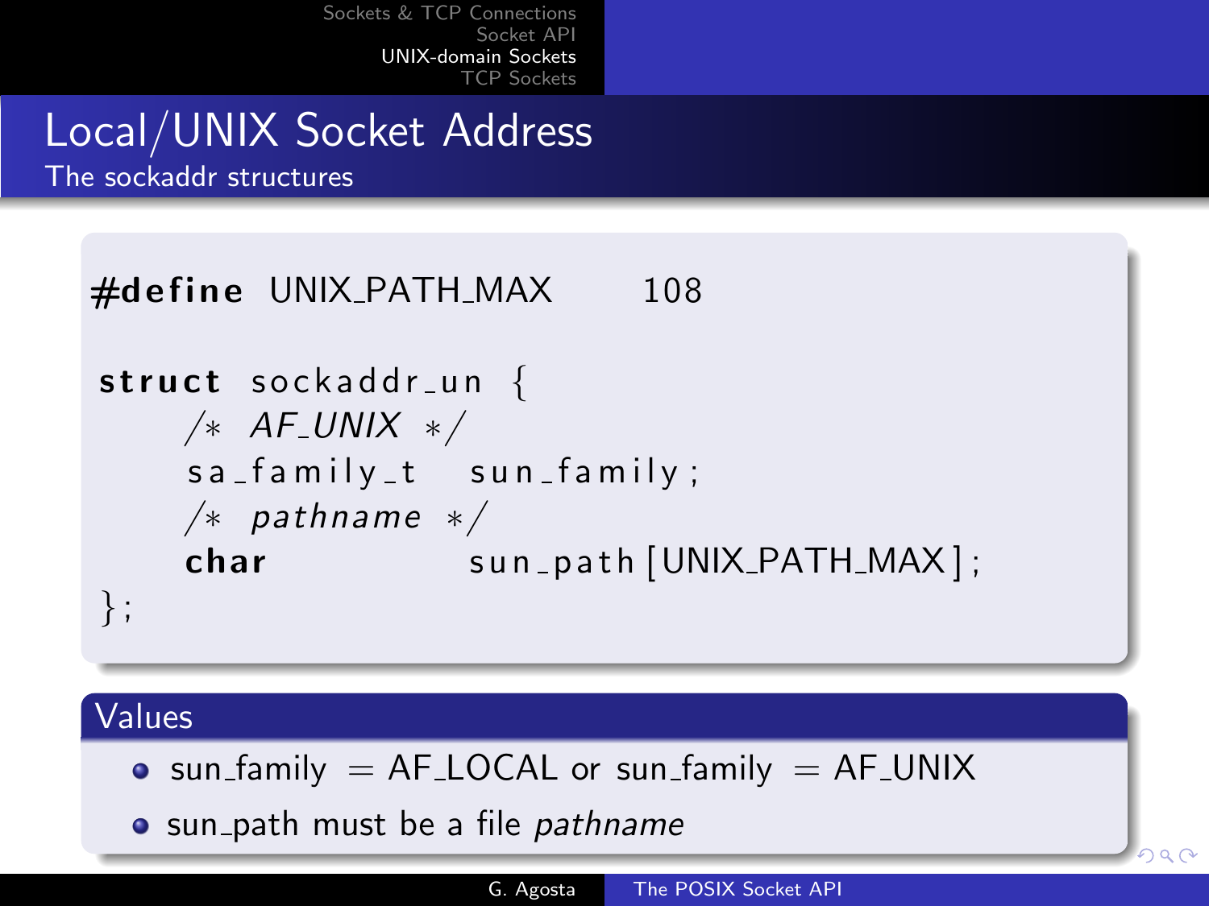# Local/UNIX Socket Address

## The sockaddr structures

```c
#define UNIX_PATH_MAX    108

struct sockaddr_un {
    /* AF_UNIX */
    sa_family_t   sun_family;
    /* pathname */
    char          sun_path[UNIX_PATH_MAX];
};
```

### Values

- sun_family = AF_LOCAL or sun_family = AF_UNIX
- sun_path must be a file *pathname*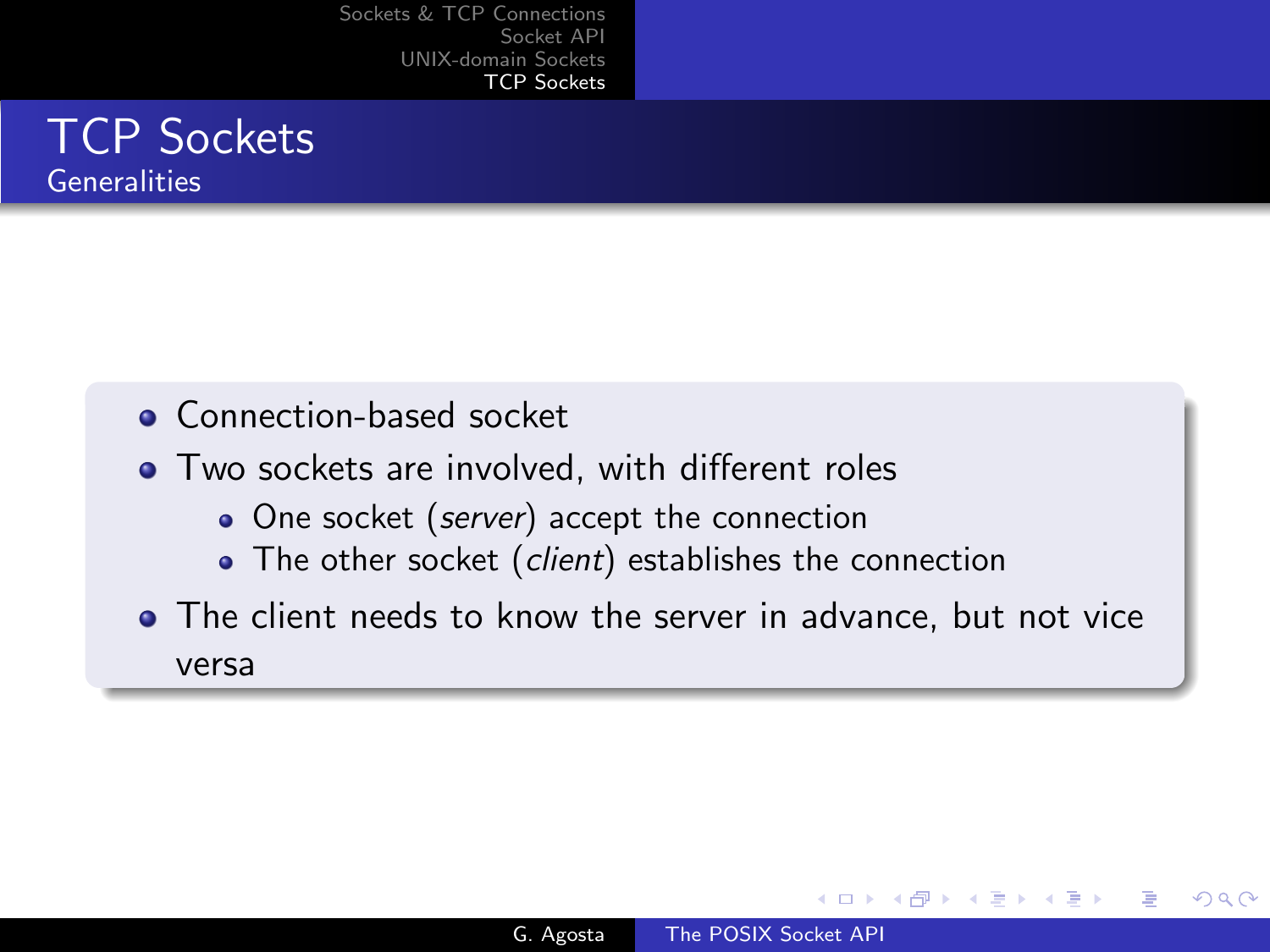# TCP Sockets

## Generalities

- Connection-based socket
- Two sockets are involved, with different roles
  - One socket (*server*) accept the connection
  - The other socket (*client*) establishes the connection
- The client needs to know the server in advance, but not vice versa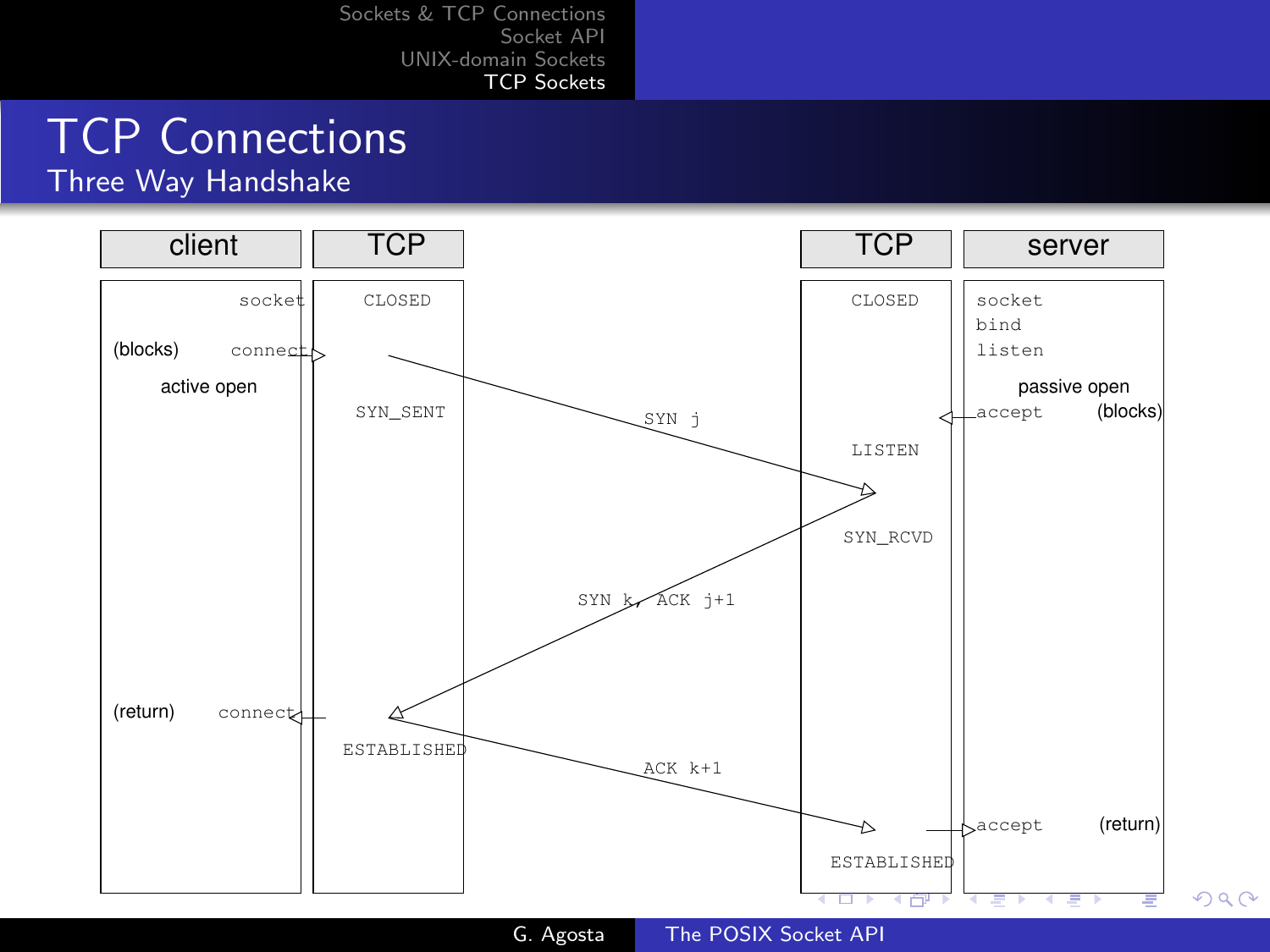# TCP Connections

## Three Way Handshake

| client | TCP | | TCP | server |
|---|---|---|---|---|
| socket | CLOSED | | CLOSED | socket |
| | | | | bind |
| | | | | listen |
| (blocks) connect | | | | |
| active open | | | | passive open |
| | SYN_SENT | SYN j → | | accept (blocks) |
| | | | LISTEN | |
| | | | SYN_RCVD | |
| | | ← SYN k, ACK j+1 | | |
| (return) connect | | | | |
| | ESTABLISHED | ACK k+1 → | | |
| | | | | accept (return) |
| | | | ESTABLISHED | |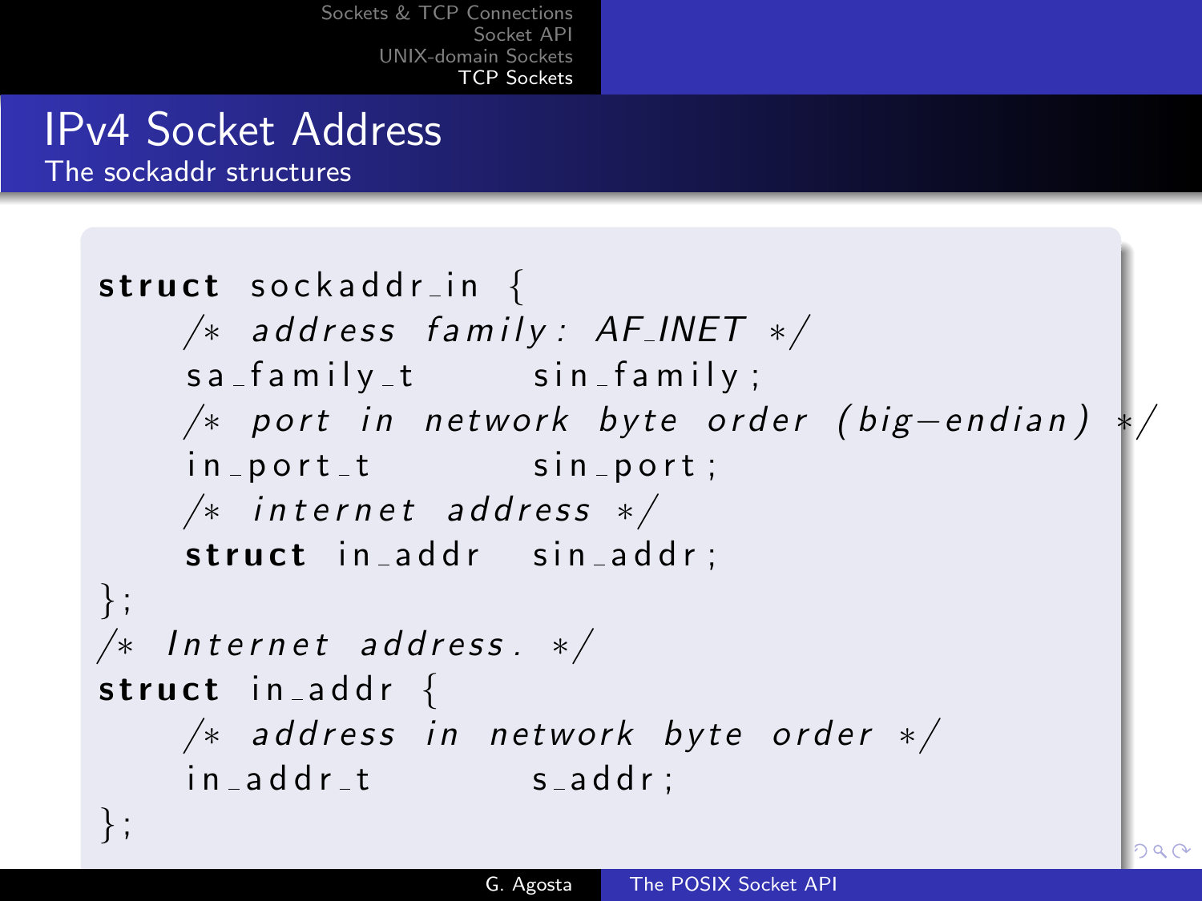## IPv4 Socket Address

### The sockaddr structures

```c
struct sockaddr_in {
    /* address family: AF_INET */
    sa_family_t      sin_family;
    /* port in network byte order (big-endian) */
    in_port_t        sin_port;
    /* internet address */
    struct in_addr   sin_addr;
};
/* Internet address. */
struct in_addr {
    /* address in network byte order */
    in_addr_t        s_addr;
};
```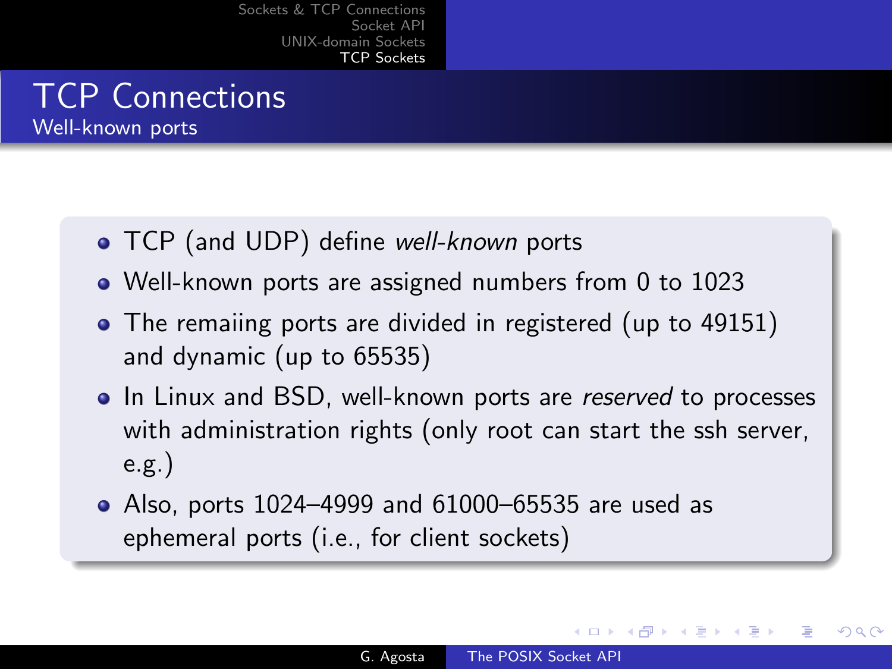# TCP Connections

## Well-known ports

- TCP (and UDP) define *well-known* ports
- Well-known ports are assigned numbers from 0 to 1023
- The remaiing ports are divided in registered (up to 49151) and dynamic (up to 65535)
- In Linux and BSD, well-known ports are *reserved* to processes with administration rights (only root can start the ssh server, e.g.)
- Also, ports 1024–4999 and 61000–65535 are used as ephemeral ports (i.e., for client sockets)